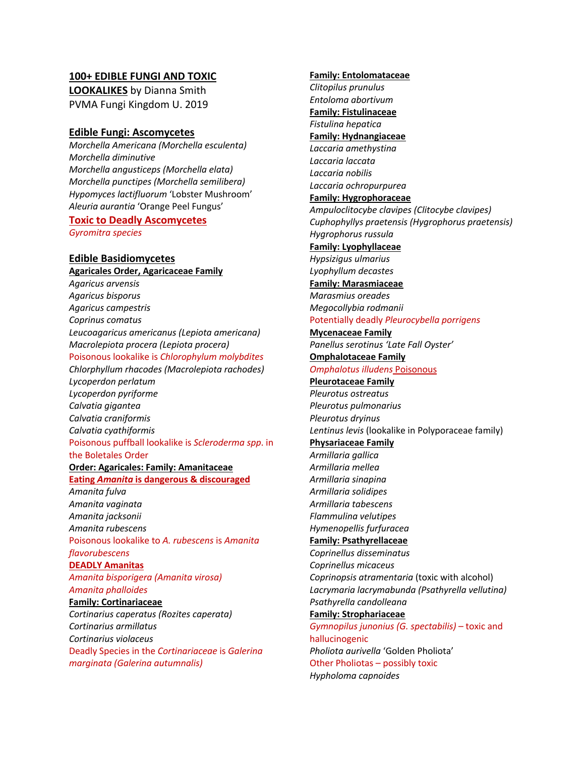**100+ EDIBLE FUNGI AND TOXIC LOOKALIKES** by Dianna Smith
PVMA Fungi Kingdom U. 2019

## Edible Fungi: Ascomycetes

*Morchella Americana (Morchella esculenta)*
*Morchella diminutive*
*Morchella angusticeps (Morchella elata)*
*Morchella punctipes (Morchella semilibera)*
*Hypomyces lactifluorum* 'Lobster Mushroom'
*Aleuria aurantia* 'Orange Peel Fungus'

## Toxic to Deadly Ascomycetes

*Gyromitra species*

## Edible Basidiomycetes

**Agaricales Order, Agaricaceae Family**

*Agaricus arvensis*
*Agaricus bisporus*
*Agaricus campestris*
*Coprinus comatus*
*Leucoagaricus americanus (Lepiota americana)*
*Macrolepiota procera (Lepiota procera)*
Poisonous lookalike is *Chlorophylum molybdites*
*Chlorphyllum rhacodes (Macrolepiota rachodes)*
*Lycoperdon perlatum*
*Lycoperdon pyriforme*
*Calvatia gigantea*
*Calvatia craniformis*
*Calvatia cyathiformis*
Poisonous puffball lookalike is *Scleroderma spp*. in the Boletales Order

**Order: Agaricales: Family: Amanitaceae**

**Eating *Amanita* is dangerous & discouraged**

*Amanita fulva*
*Amanita vaginata*
*Amanita jacksonii*
*Amanita rubescens*
Poisonous lookalike to *A. rubescens* is *Amanita flavorubescens*

**DEADLY Amanitas**

*Amanita bisporigera (Amanita virosa)*
*Amanita phalloides*

**Family: Cortinariaceae**

*Cortinarius caperatus (Rozites caperata)*
*Cortinarius armillatus*
*Cortinarius violaceus*
Deadly Species in the *Cortinariaceae* is *Galerina marginata (Galerina autumnalis)*

**Family: Entolomataceae**

*Clitopilus prunulus*
*Entoloma abortivum*

**Family: Fistulinaceae**

*Fistulina hepatica*

**Family: Hydnangiaceae**

*Laccaria amethystina*
*Laccaria laccata*
*Laccaria nobilis*
*Laccaria ochropurpurea*

**Family: Hygrophoraceae**

*Ampuloclitocybe clavipes (Clitocybe clavipes)*
*Cuphophyllys praetensis (Hygrophorus praetensis)*
*Hygrophorus russula*

**Family: Lyophyllaceae**

*Hypsizigus ulmarius*
*Lyophyllum decastes*

**Family: Marasmiaceae**

*Marasmius oreades*
*Megocollybia rodmanii*
Potentially deadly *Pleurocybella porrigens*

**Mycenaceae Family**

*Panellus serotinus 'Late Fall Oyster'*

**Omphalotaceae Family**

*Omphalotus illudens* Poisonous

**Pleurotaceae Family**

*Pleurotus ostreatus*
*Pleurotus pulmonarius*
*Pleurotus dryinus*
*Lentinus levis* (lookalike in Polyporaceae family)

**Physariaceae Family**

*Armillaria gallica*
*Armillaria mellea*
*Armillaria sinapina*
*Armillaria solidipes*
*Armillaria tabescens*
*Flammulina velutipes*
*Hymenopellis furfuracea*

**Family: Psathyrellaceae**

*Coprinellus disseminatus*
*Coprinellus micaceus*
*Coprinopsis atramentaria* (toxic with alcohol)
*Lacrymaria lacrymabunda (Psathyrella vellutina)*
*Psathyrella candolleana*

**Family: Strophariaceae**

*Gymnopilus junonius (G. spectabilis)* – toxic and hallucinogenic
*Pholiota aurivella* 'Golden Pholiota'
Other Pholiotas – possibly toxic
*Hypholoma capnoides*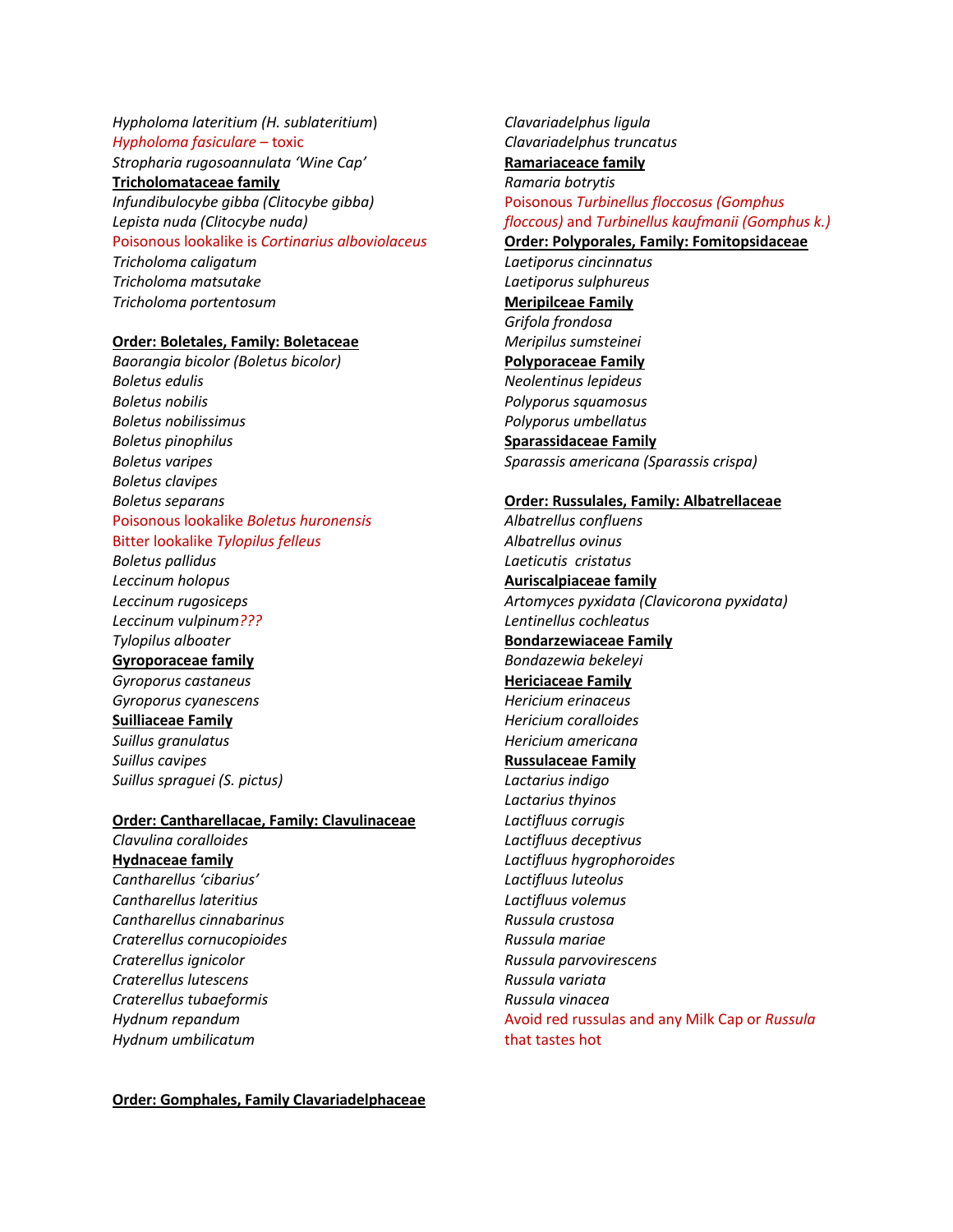*Hypholoma lateritium (H. sublateritium*)
*Hypholoma fasiculare* – toxic
*Stropharia rugosoannulata 'Wine Cap'*
**Tricholomataceae family**
*Infundibulocybe gibba (Clitocybe gibba)*
*Lepista nuda (Clitocybe nuda)*
Poisonous lookalike is *Cortinarius alboviolaceus*
*Tricholoma caligatum*
*Tricholoma matsutake*
*Tricholoma portentosum*

**Order: Boletales, Family: Boletaceae**
*Baorangia bicolor (Boletus bicolor)*
*Boletus edulis*
*Boletus nobilis*
*Boletus nobilissimus*
*Boletus pinophilus*
*Boletus varipes*
*Boletus clavipes*
*Boletus separans*
Poisonous lookalike *Boletus huronensis*
Bitter lookalike *Tylopilus felleus*
*Boletus pallidus*
*Leccinum holopus*
*Leccinum rugosiceps*
*Leccinum vulpinum???*
*Tylopilus alboater*
**Gyroporaceae family**
*Gyroporus castaneus*
*Gyroporus cyanescens*
**Suilliaceae Family**
*Suillus granulatus*
*Suillus cavipes*
*Suillus spraguei (S. pictus)*

**Order: Cantharellacae, Family: Clavulinaceae**
*Clavulina coralloides*
**Hydnaceae family**
*Cantharellus 'cibarius'*
*Cantharellus lateritius*
*Cantharellus cinnabarinus*
*Craterellus cornucopioides*
*Craterellus ignicolor*
*Craterellus lutescens*
*Craterellus tubaeformis*
*Hydnum repandum*
*Hydnum umbilicatum*

**Order: Gomphales, Family Clavariadelphaceae**
*Clavariadelphus ligula*
*Clavariadelphus truncatus*
**Ramariaceace family**
*Ramaria botrytis*
Poisonous *Turbinellus floccosus (Gomphus floccous)* and *Turbinellus kaufmanii (Gomphus k.)*
**Order: Polyporales, Family: Fomitopsidaceae**
*Laetiporus cincinnatus*
*Laetiporus sulphureus*
**Meripilceae Family**
*Grifola frondosa*
*Meripilus sumsteinei*
**Polyporaceae Family**
*Neolentinus lepideus*
*Polyporus squamosus*
*Polyporus umbellatus*
**Sparassidaceae Family**
*Sparassis americana (Sparassis crispa)*

**Order: Russulales, Family: Albatrellaceae**
*Albatrellus confluens*
*Albatrellus ovinus*
*Laeticutis cristatus*
**Auriscalpiaceae family**
*Artomyces pyxidata (Clavicorona pyxidata)*
*Lentinellus cochleatus*
**Bondarzewiaceae Family**
*Bondazewia bekeleyi*
**Hericiaceae Family**
*Hericium erinaceus*
*Hericium coralloides*
*Hericium americana*
**Russulaceae Family**
*Lactarius indigo*
*Lactarius thyinos*
*Lactifluus corrugis*
*Lactifluus deceptivus*
*Lactifluus hygrophoroides*
*Lactifluus luteolus*
*Lactifluus volemus*
*Russula crustosa*
*Russula mariae*
*Russula parvovirescens*
*Russula variata*
*Russula vinacea*
Avoid red russulas and any Milk Cap or *Russula* that tastes hot